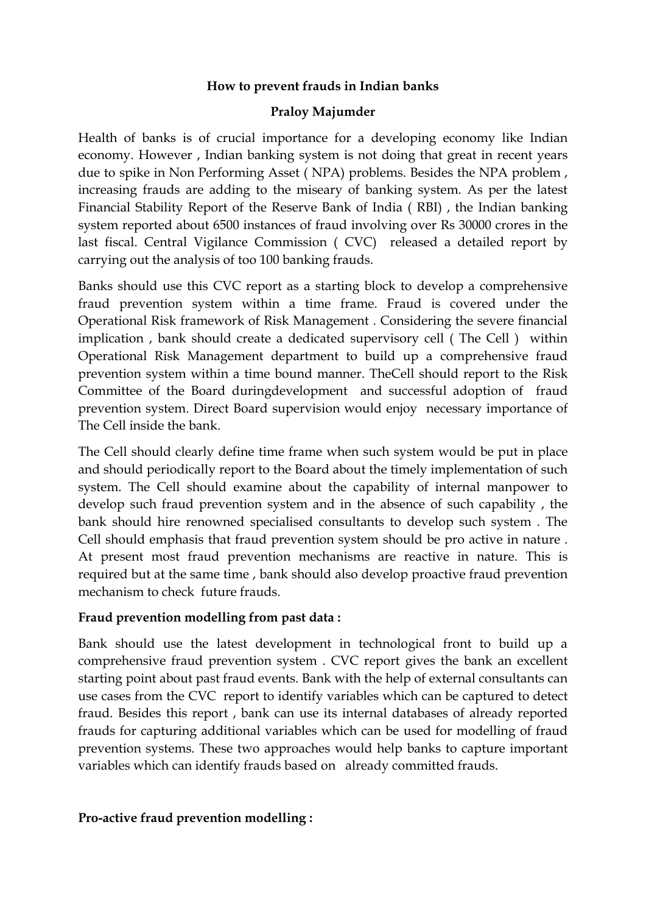**How to prevent frauds in Indian banks**

**Praloy Majumder**

Health of banks is of crucial importance for a developing economy like Indian economy. However , Indian banking system is not doing that great in recent years due to spike in Non Performing Asset ( NPA) problems. Besides the NPA problem , increasing frauds are adding to the miseary of banking system. As per the latest Financial Stability Report of the Reserve Bank of India ( RBI) , the Indian banking system reported about 6500 instances of fraud involving over Rs 30000 crores in the last fiscal. Central Vigilance Commission ( CVC) released a detailed report by carrying out the analysis of too 100 banking frauds.

Banks should use this CVC report as a starting block to develop a comprehensive fraud prevention system within a time frame. Fraud is covered under the Operational Risk framework of Risk Management . Considering the severe financial implication , bank should create a dedicated supervisory cell ( The Cell ) within Operational Risk Management department to build up a comprehensive fraud prevention system within a time bound manner. TheCell should report to the Risk Committee of the Board duringdevelopment and successful adoption of fraud prevention system. Direct Board supervision would enjoy necessary importance of The Cell inside the bank.

The Cell should clearly define time frame when such system would be put in place and should periodically report to the Board about the timely implementation of such system. The Cell should examine about the capability of internal manpower to develop such fraud prevention system and in the absence of such capability , the bank should hire renowned specialised consultants to develop such system . The Cell should emphasis that fraud prevention system should be pro active in nature . At present most fraud prevention mechanisms are reactive in nature. This is required but at the same time , bank should also develop proactive fraud prevention mechanism to check future frauds.

**Fraud prevention modelling from past data :**

Bank should use the latest development in technological front to build up a comprehensive fraud prevention system . CVC report gives the bank an excellent starting point about past fraud events. Bank with the help of external consultants can use cases from the CVC report to identify variables which can be captured to detect fraud. Besides this report , bank can use its internal databases of already reported frauds for capturing additional variables which can be used for modelling of fraud prevention systems. These two approaches would help banks to capture important variables which can identify frauds based on already committed frauds.

**Pro-active fraud prevention modelling :**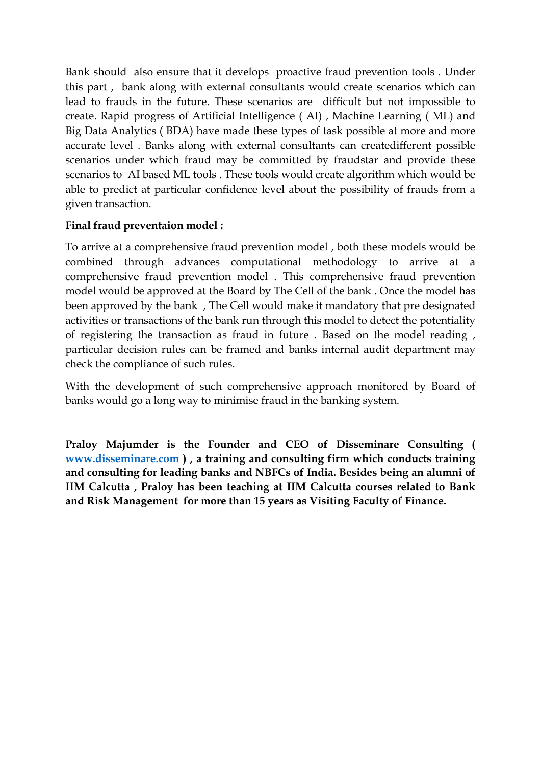Bank should also ensure that it develops proactive fraud prevention tools . Under this part , bank along with external consultants would create scenarios which can lead to frauds in the future. These scenarios are difficult but not impossible to create. Rapid progress of Artificial Intelligence ( AI) , Machine Learning ( ML) and Big Data Analytics ( BDA) have made these types of task possible at more and more accurate level . Banks along with external consultants can createdifferent possible scenarios under which fraud may be committed by fraudstar and provide these scenarios to AI based ML tools . These tools would create algorithm which would be able to predict at particular confidence level about the possibility of frauds from a given transaction.

**Final fraud preventaion model :**

To arrive at a comprehensive fraud prevention model , both these models would be combined through advances computational methodology to arrive at a comprehensive fraud prevention model . This comprehensive fraud prevention model would be approved at the Board by The Cell of the bank . Once the model has been approved by the bank , The Cell would make it mandatory that pre designated activities or transactions of the bank run through this model to detect the potentiality of registering the transaction as fraud in future . Based on the model reading , particular decision rules can be framed and banks internal audit department may check the compliance of such rules.

With the development of such comprehensive approach monitored by Board of banks would go a long way to minimise fraud in the banking system.

**Praloy Majumder is the Founder and CEO of Disseminare Consulting ( [www.disseminare.com](http://www.disseminare.com) ) , a training and consulting firm which conducts training and consulting for leading banks and NBFCs of India. Besides being an alumni of IIM Calcutta , Praloy has been teaching at IIM Calcutta courses related to Bank and Risk Management for more than 15 years as Visiting Faculty of Finance.**